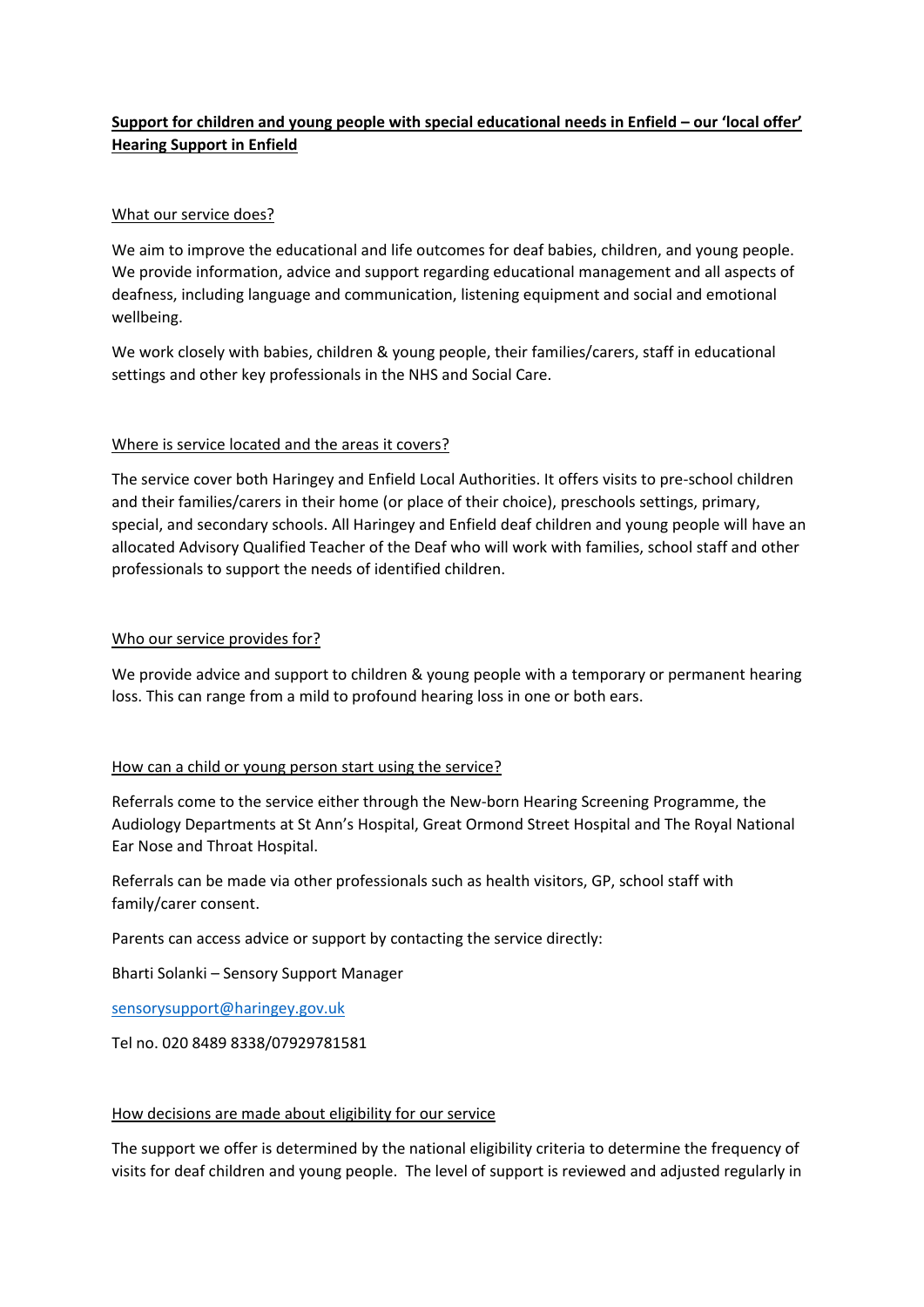**Support for children and young people with special educational needs in Enfield – our 'local offer' Hearing Support in Enfield**

What our service does?

We aim to improve the educational and life outcomes for deaf babies, children, and young people. We provide information, advice and support regarding educational management and all aspects of deafness, including language and communication, listening equipment and social and emotional wellbeing.

We work closely with babies, children & young people, their families/carers, staff in educational settings and other key professionals in the NHS and Social Care.

Where is service located and the areas it covers?

The service cover both Haringey and Enfield Local Authorities. It offers visits to pre-school children and their families/carers in their home (or place of their choice), preschools settings, primary, special, and secondary schools. All Haringey and Enfield deaf children and young people will have an allocated Advisory Qualified Teacher of the Deaf who will work with families, school staff and other professionals to support the needs of identified children.

Who our service provides for?

We provide advice and support to children & young people with a temporary or permanent hearing loss. This can range from a mild to profound hearing loss in one or both ears.

How can a child or young person start using the service?

Referrals come to the service either through the New-born Hearing Screening Programme, the Audiology Departments at St Ann's Hospital, Great Ormond Street Hospital and The Royal National Ear Nose and Throat Hospital.

Referrals can be made via other professionals such as health visitors, GP, school staff with family/carer consent.

Parents can access advice or support by contacting the service directly:

Bharti Solanki – Sensory Support Manager

sensorysupport@haringey.gov.uk

Tel no. 020 8489 8338/07929781581

How decisions are made about eligibility for our service

The support we offer is determined by the national eligibility criteria to determine the frequency of visits for deaf children and young people. The level of support is reviewed and adjusted regularly in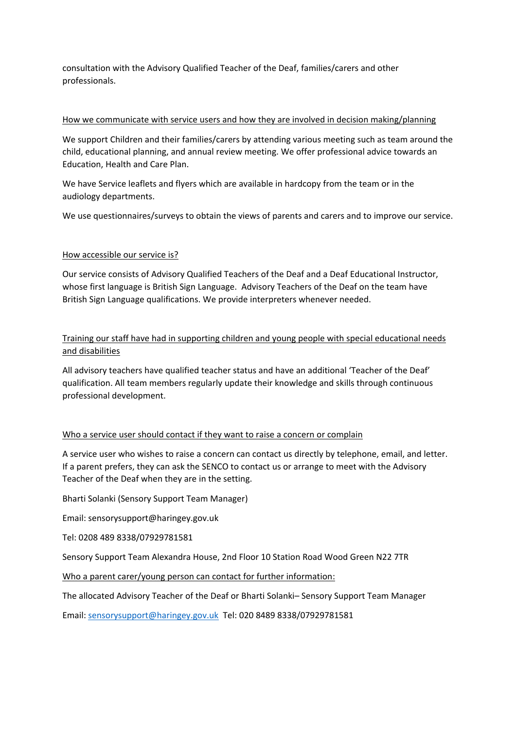consultation with the Advisory Qualified Teacher of the Deaf, families/carers and other professionals.

## How we communicate with service users and how they are involved in decision making/planning

We support Children and their families/carers by attending various meeting such as team around the child, educational planning, and annual review meeting. We offer professional advice towards an Education, Health and Care Plan.

We have Service leaflets and flyers which are available in hardcopy from the team or in the audiology departments.

We use questionnaires/surveys to obtain the views of parents and carers and to improve our service.

## How accessible our service is?

Our service consists of Advisory Qualified Teachers of the Deaf and a Deaf Educational Instructor, whose first language is British Sign Language. Advisory Teachers of the Deaf on the team have British Sign Language qualifications. We provide interpreters whenever needed.

## Training our staff have had in supporting children and young people with special educational needs and disabilities

All advisory teachers have qualified teacher status and have an additional 'Teacher of the Deaf' qualification. All team members regularly update their knowledge and skills through continuous professional development.

## Who a service user should contact if they want to raise a concern or complain

A service user who wishes to raise a concern can contact us directly by telephone, email, and letter. If a parent prefers, they can ask the SENCO to contact us or arrange to meet with the Advisory Teacher of the Deaf when they are in the setting.

Bharti Solanki (Sensory Support Team Manager)

Email: sensorysupport@haringey.gov.uk

Tel: 0208 489 8338/07929781581

Sensory Support Team Alexandra House, 2nd Floor 10 Station Road Wood Green N22 7TR

## Who a parent carer/young person can contact for further information:

The allocated Advisory Teacher of the Deaf or Bharti Solanki– Sensory Support Team Manager

Email: sensorysupport@haringey.gov.uk Tel: 020 8489 8338/07929781581